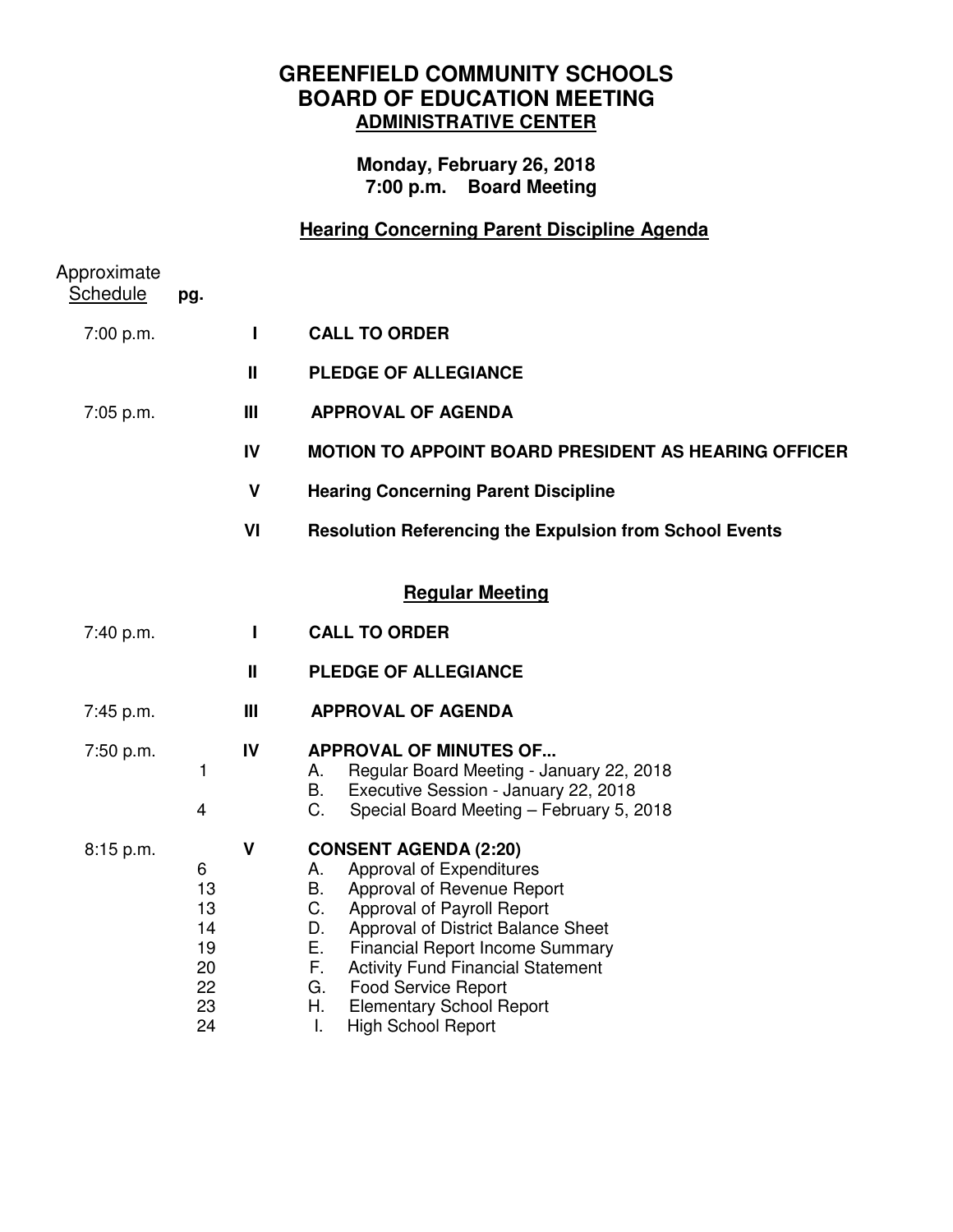# GREENFIELD COMMUNITY SCHOOLS
# BOARD OF EDUCATION MEETING
## ADMINISTRATIVE CENTER

**Monday, February 26, 2018**
**7:00 p.m. Board Meeting**

## Hearing Concerning Parent Discipline Agenda

| Approximate Schedule | pg. | | |
|---|---|---|---|
| 7:00 p.m. | | I | **CALL TO ORDER** |
| | | II | **PLEDGE OF ALLEGIANCE** |
| 7:05 p.m. | | III | **APPROVAL OF AGENDA** |
| | | IV | **MOTION TO APPOINT BOARD PRESIDENT AS HEARING OFFICER** |
| | | V | **Hearing Concerning Parent Discipline** |
| | | VI | **Resolution Referencing the Expulsion from School Events** |

## Regular Meeting

| Approximate Schedule | pg. | | |
|---|---|---|---|
| 7:40 p.m. | | I | **CALL TO ORDER** |
| | | II | **PLEDGE OF ALLEGIANCE** |
| 7:45 p.m. | | III | **APPROVAL OF AGENDA** |
| 7:50 p.m. | | IV | **APPROVAL OF MINUTES OF...** |
| | 1 | | A. Regular Board Meeting - January 22, 2018 |
| | | | B. Executive Session - January 22, 2018 |
| | 4 | | C. Special Board Meeting – February 5, 2018 |
| 8:15 p.m. | | V | **CONSENT AGENDA (2:20)** |
| | 6 | | A. Approval of Expenditures |
| | 13 | | B. Approval of Revenue Report |
| | 13 | | C. Approval of Payroll Report |
| | 14 | | D. Approval of District Balance Sheet |
| | 19 | | E. Financial Report Income Summary |
| | 20 | | F. Activity Fund Financial Statement |
| | 22 | | G. Food Service Report |
| | 23 | | H. Elementary School Report |
| | 24 | | I. High School Report |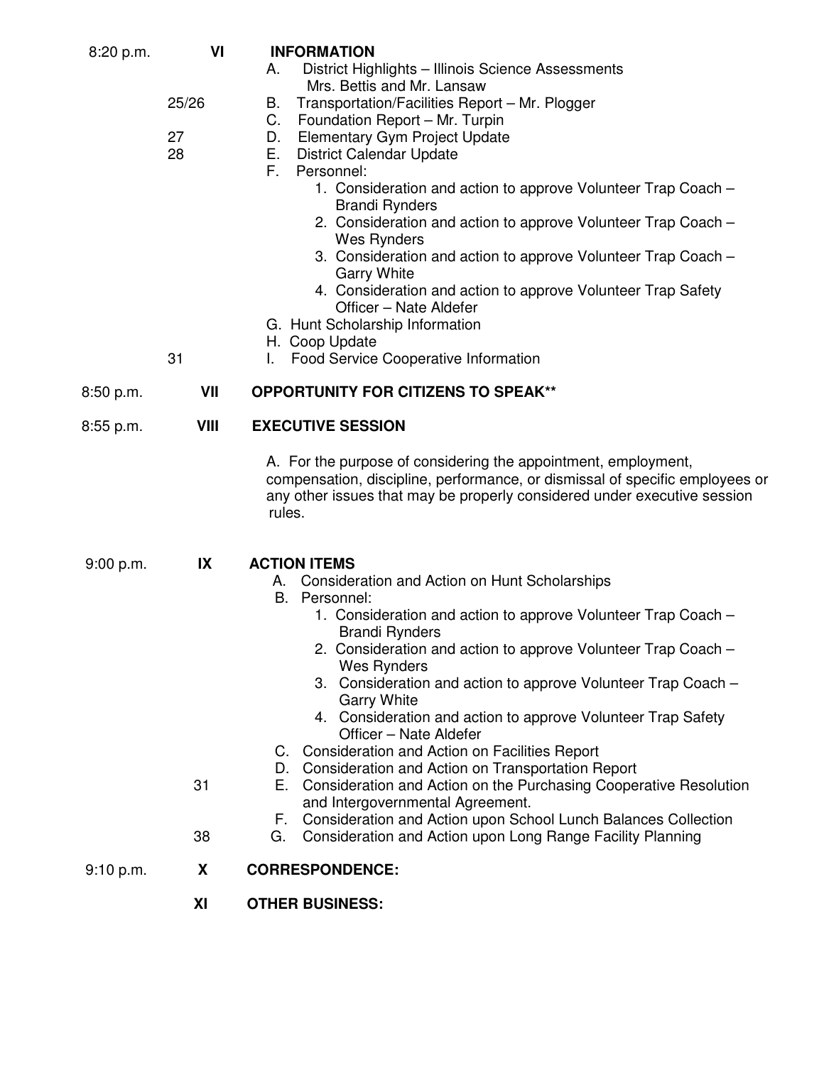8:20 p.m. **VI** **INFORMATION**

A. District Highlights – Illinois Science Assessments
   Mrs. Bettis and Mr. Lansaw

25/26 B. Transportation/Facilities Report – Mr. Plogger

C. Foundation Report – Mr. Turpin

27 D. Elementary Gym Project Update

28 E. District Calendar Update

F. Personnel:
   1. Consideration and action to approve Volunteer Trap Coach – Brandi Rynders
   2. Consideration and action to approve Volunteer Trap Coach – Wes Rynders
   3. Consideration and action to approve Volunteer Trap Coach – Garry White
   4. Consideration and action to approve Volunteer Trap Safety Officer – Nate Aldefer

G. Hunt Scholarship Information

H. Coop Update

31 I. Food Service Cooperative Information

8:50 p.m. **VII** **OPPORTUNITY FOR CITIZENS TO SPEAK****

8:55 p.m. **VIII** **EXECUTIVE SESSION**

A. For the purpose of considering the appointment, employment, compensation, discipline, performance, or dismissal of specific employees or any other issues that may be properly considered under executive session rules.

9:00 p.m. **IX** **ACTION ITEMS**

A. Consideration and Action on Hunt Scholarships

B. Personnel:
   1. Consideration and action to approve Volunteer Trap Coach – Brandi Rynders
   2. Consideration and action to approve Volunteer Trap Coach – Wes Rynders
   3. Consideration and action to approve Volunteer Trap Coach – Garry White
   4. Consideration and action to approve Volunteer Trap Safety Officer – Nate Aldefer

C. Consideration and Action on Facilities Report

D. Consideration and Action on Transportation Report

31 E. Consideration and Action on the Purchasing Cooperative Resolution and Intergovernmental Agreement.

F. Consideration and Action upon School Lunch Balances Collection

38 G. Consideration and Action upon Long Range Facility Planning

9:10 p.m. **X** **CORRESPONDENCE:**

**XI** **OTHER BUSINESS:**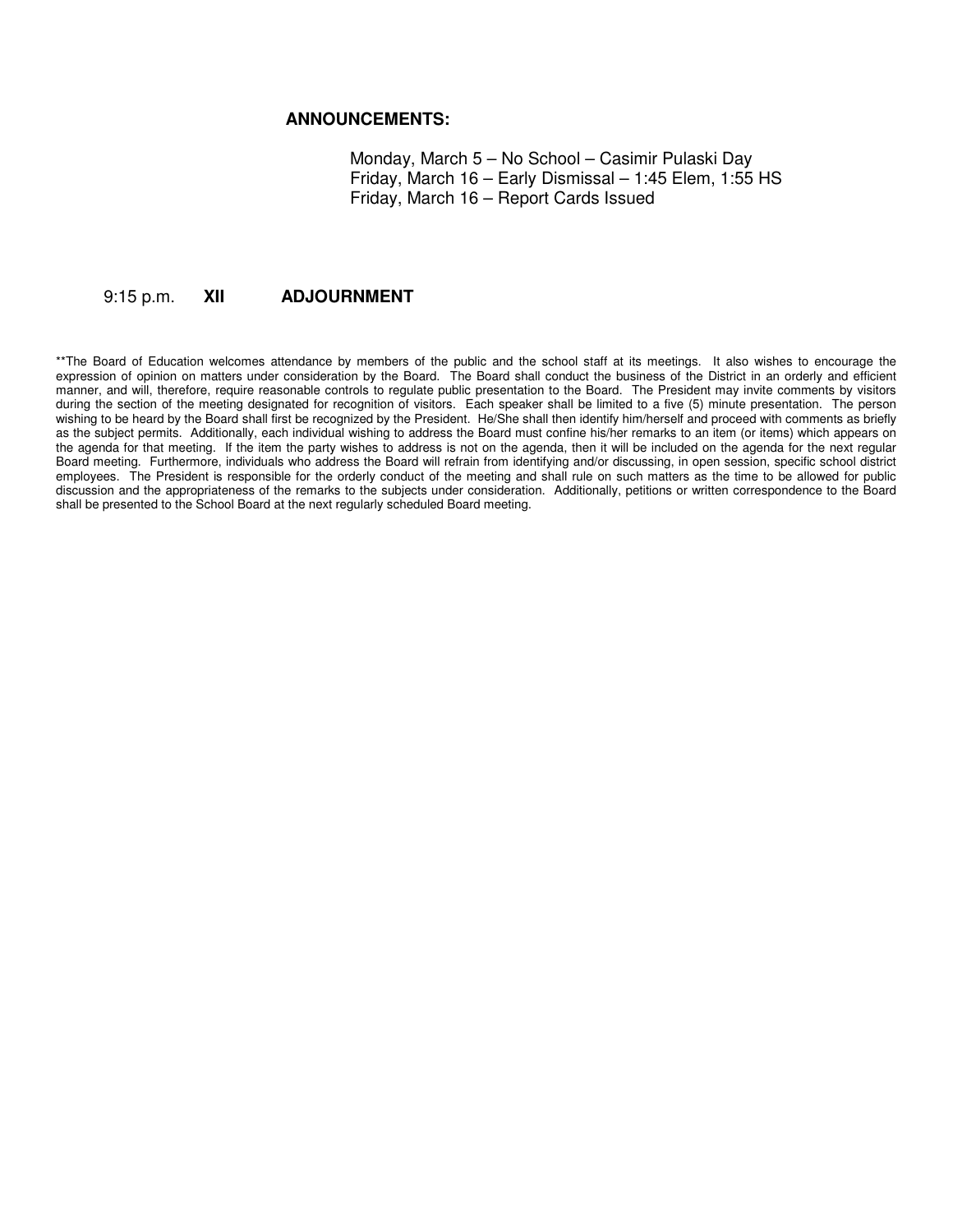**ANNOUNCEMENTS:**

Monday, March 5 – No School – Casimir Pulaski Day
Friday, March 16 – Early Dismissal – 1:45 Elem, 1:55 HS
Friday, March 16 – Report Cards Issued

9:15 p.m. **XII ADJOURNMENT**

**The Board of Education welcomes attendance by members of the public and the school staff at its meetings. It also wishes to encourage the expression of opinion on matters under consideration by the Board. The Board shall conduct the business of the District in an orderly and efficient manner, and will, therefore, require reasonable controls to regulate public presentation to the Board. The President may invite comments by visitors during the section of the meeting designated for recognition of visitors. Each speaker shall be limited to a five (5) minute presentation. The person wishing to be heard by the Board shall first be recognized by the President. He/She shall then identify him/herself and proceed with comments as briefly as the subject permits. Additionally, each individual wishing to address the Board must confine his/her remarks to an item (or items) which appears on the agenda for that meeting. If the item the party wishes to address is not on the agenda, then it will be included on the agenda for the next regular Board meeting. Furthermore, individuals who address the Board will refrain from identifying and/or discussing, in open session, specific school district employees. The President is responsible for the orderly conduct of the meeting and shall rule on such matters as the time to be allowed for public discussion and the appropriateness of the remarks to the subjects under consideration. Additionally, petitions or written correspondence to the Board shall be presented to the School Board at the next regularly scheduled Board meeting.